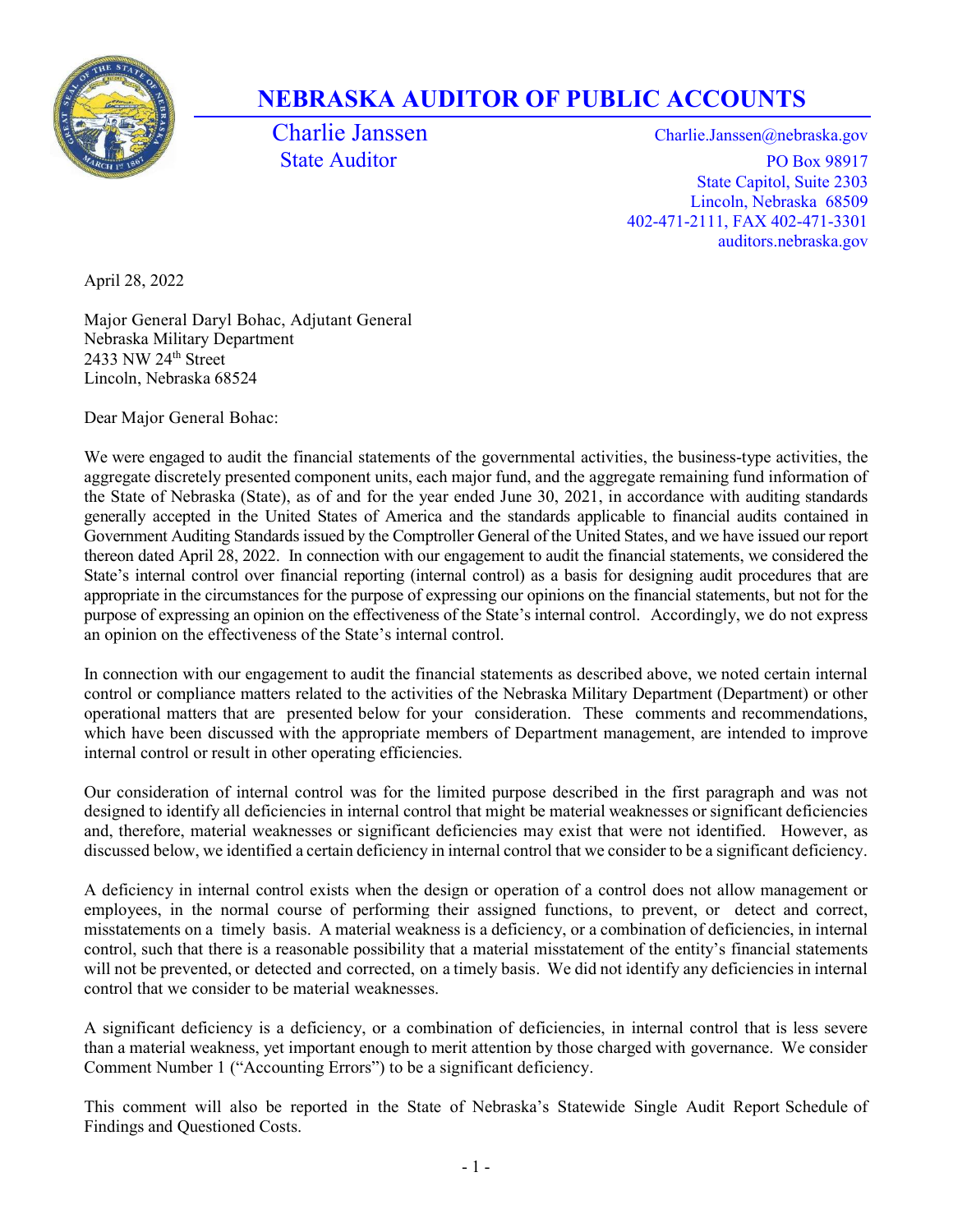# NEBRASKA AUDITOR OF PUBLIC ACCOUNTS

Charlie Janssen
State Auditor

Charlie.Janssen@nebraska.gov
PO Box 98917
State Capitol, Suite 2303
Lincoln, Nebraska 68509
402-471-2111, FAX 402-471-3301
auditors.nebraska.gov

April 28, 2022

Major General Daryl Bohac, Adjutant General
Nebraska Military Department
2433 NW 24th Street
Lincoln, Nebraska 68524

Dear Major General Bohac:

We were engaged to audit the financial statements of the governmental activities, the business-type activities, the aggregate discretely presented component units, each major fund, and the aggregate remaining fund information of the State of Nebraska (State), as of and for the year ended June 30, 2021, in accordance with auditing standards generally accepted in the United States of America and the standards applicable to financial audits contained in Government Auditing Standards issued by the Comptroller General of the United States, and we have issued our report thereon dated April 28, 2022. In connection with our engagement to audit the financial statements, we considered the State's internal control over financial reporting (internal control) as a basis for designing audit procedures that are appropriate in the circumstances for the purpose of expressing our opinions on the financial statements, but not for the purpose of expressing an opinion on the effectiveness of the State's internal control. Accordingly, we do not express an opinion on the effectiveness of the State's internal control.

In connection with our engagement to audit the financial statements as described above, we noted certain internal control or compliance matters related to the activities of the Nebraska Military Department (Department) or other operational matters that are presented below for your consideration. These comments and recommendations, which have been discussed with the appropriate members of Department management, are intended to improve internal control or result in other operating efficiencies.

Our consideration of internal control was for the limited purpose described in the first paragraph and was not designed to identify all deficiencies in internal control that might be material weaknesses or significant deficiencies and, therefore, material weaknesses or significant deficiencies may exist that were not identified. However, as discussed below, we identified a certain deficiency in internal control that we consider to be a significant deficiency.

A deficiency in internal control exists when the design or operation of a control does not allow management or employees, in the normal course of performing their assigned functions, to prevent, or detect and correct, misstatements on a timely basis. A material weakness is a deficiency, or a combination of deficiencies, in internal control, such that there is a reasonable possibility that a material misstatement of the entity's financial statements will not be prevented, or detected and corrected, on a timely basis. We did not identify any deficiencies in internal control that we consider to be material weaknesses.

A significant deficiency is a deficiency, or a combination of deficiencies, in internal control that is less severe than a material weakness, yet important enough to merit attention by those charged with governance. We consider Comment Number 1 ("Accounting Errors") to be a significant deficiency.

This comment will also be reported in the State of Nebraska's Statewide Single Audit Report Schedule of Findings and Questioned Costs.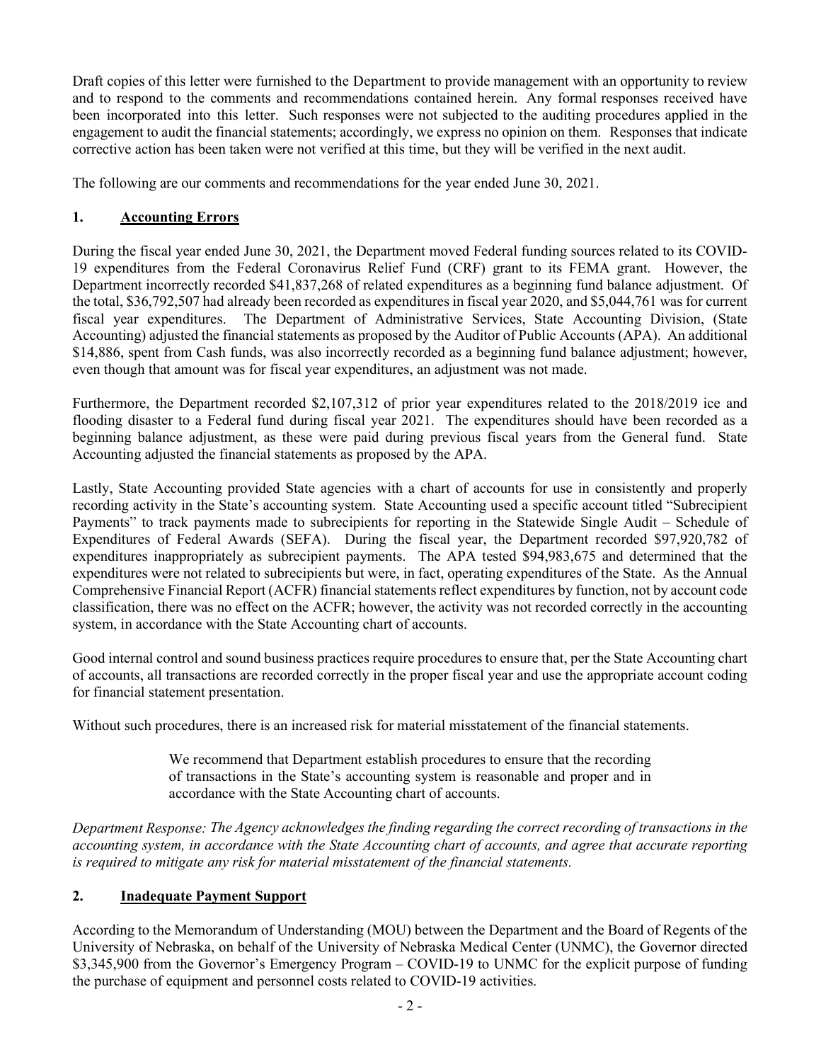Draft copies of this letter were furnished to the Department to provide management with an opportunity to review and to respond to the comments and recommendations contained herein. Any formal responses received have been incorporated into this letter. Such responses were not subjected to the auditing procedures applied in the engagement to audit the financial statements; accordingly, we express no opinion on them. Responses that indicate corrective action has been taken were not verified at this time, but they will be verified in the next audit.

The following are our comments and recommendations for the year ended June 30, 2021.

## 1. **Accounting Errors**

During the fiscal year ended June 30, 2021, the Department moved Federal funding sources related to its COVID-19 expenditures from the Federal Coronavirus Relief Fund (CRF) grant to its FEMA grant. However, the Department incorrectly recorded $41,837,268 of related expenditures as a beginning fund balance adjustment. Of the total, $36,792,507 had already been recorded as expenditures in fiscal year 2020, and $5,044,761 was for current fiscal year expenditures. The Department of Administrative Services, State Accounting Division, (State Accounting) adjusted the financial statements as proposed by the Auditor of Public Accounts (APA). An additional $14,886, spent from Cash funds, was also incorrectly recorded as a beginning fund balance adjustment; however, even though that amount was for fiscal year expenditures, an adjustment was not made.

Furthermore, the Department recorded $2,107,312 of prior year expenditures related to the 2018/2019 ice and flooding disaster to a Federal fund during fiscal year 2021. The expenditures should have been recorded as a beginning balance adjustment, as these were paid during previous fiscal years from the General fund. State Accounting adjusted the financial statements as proposed by the APA.

Lastly, State Accounting provided State agencies with a chart of accounts for use in consistently and properly recording activity in the State's accounting system. State Accounting used a specific account titled "Subrecipient Payments" to track payments made to subrecipients for reporting in the Statewide Single Audit – Schedule of Expenditures of Federal Awards (SEFA). During the fiscal year, the Department recorded $97,920,782 of expenditures inappropriately as subrecipient payments. The APA tested $94,983,675 and determined that the expenditures were not related to subrecipients but were, in fact, operating expenditures of the State. As the Annual Comprehensive Financial Report (ACFR) financial statements reflect expenditures by function, not by account code classification, there was no effect on the ACFR; however, the activity was not recorded correctly in the accounting system, in accordance with the State Accounting chart of accounts.

Good internal control and sound business practices require procedures to ensure that, per the State Accounting chart of accounts, all transactions are recorded correctly in the proper fiscal year and use the appropriate account coding for financial statement presentation.

Without such procedures, there is an increased risk for material misstatement of the financial statements.

> We recommend that Department establish procedures to ensure that the recording of transactions in the State's accounting system is reasonable and proper and in accordance with the State Accounting chart of accounts.

*Department Response: The Agency acknowledges the finding regarding the correct recording of transactions in the accounting system, in accordance with the State Accounting chart of accounts, and agree that accurate reporting is required to mitigate any risk for material misstatement of the financial statements.*

## 2. **Inadequate Payment Support**

According to the Memorandum of Understanding (MOU) between the Department and the Board of Regents of the University of Nebraska, on behalf of the University of Nebraska Medical Center (UNMC), the Governor directed $3,345,900 from the Governor's Emergency Program – COVID-19 to UNMC for the explicit purpose of funding the purchase of equipment and personnel costs related to COVID-19 activities.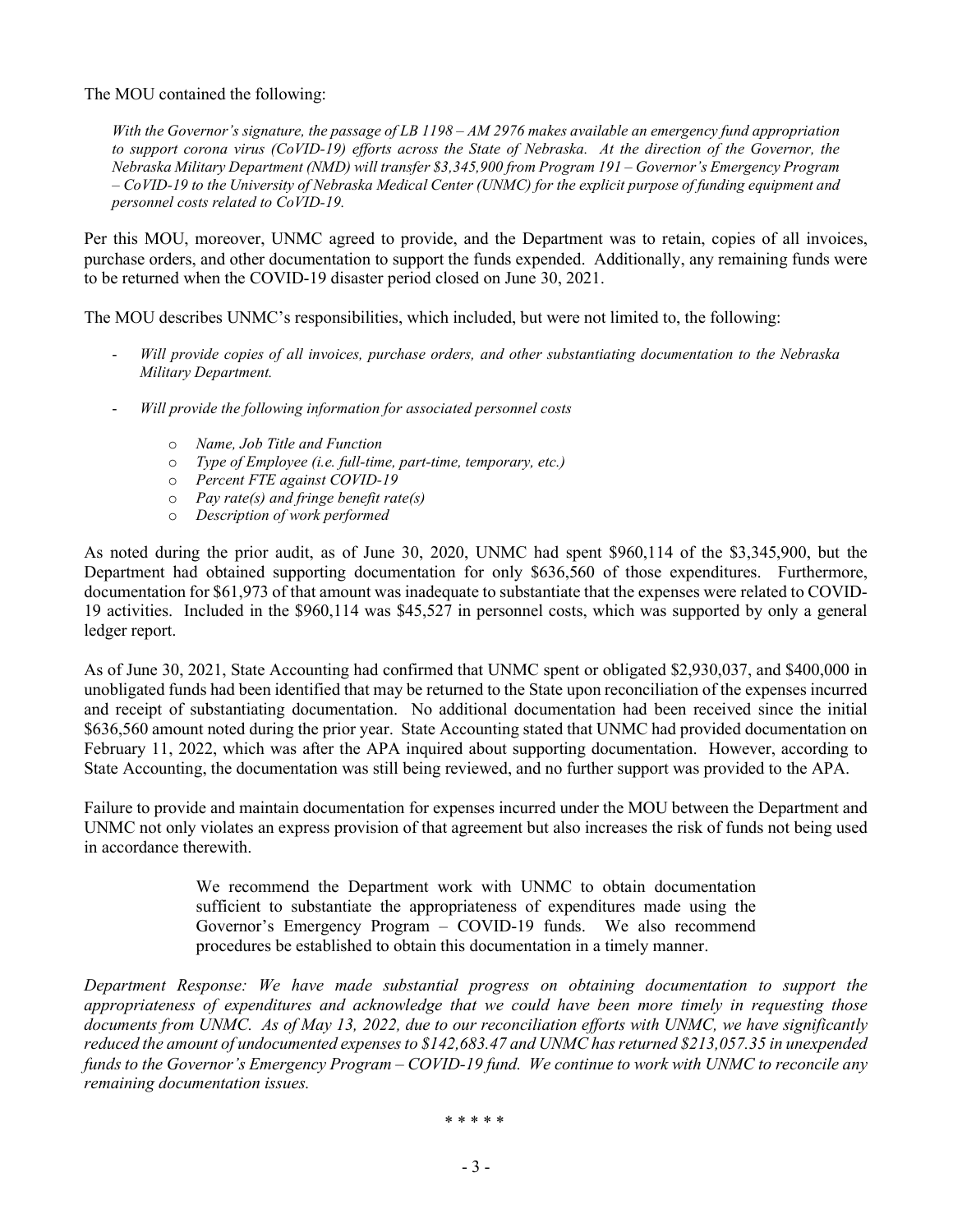The MOU contained the following:

> *With the Governor's signature, the passage of LB 1198 – AM 2976 makes available an emergency fund appropriation to support corona virus (CoVID-19) efforts across the State of Nebraska. At the direction of the Governor, the Nebraska Military Department (NMD) will transfer $3,345,900 from Program 191 – Governor's Emergency Program – CoVID-19 to the University of Nebraska Medical Center (UNMC) for the explicit purpose of funding equipment and personnel costs related to CoVID-19.*

Per this MOU, moreover, UNMC agreed to provide, and the Department was to retain, copies of all invoices, purchase orders, and other documentation to support the funds expended. Additionally, any remaining funds were to be returned when the COVID-19 disaster period closed on June 30, 2021.

The MOU describes UNMC's responsibilities, which included, but were not limited to, the following:

- *Will provide copies of all invoices, purchase orders, and other substantiating documentation to the Nebraska Military Department.*
- *Will provide the following information for associated personnel costs*
  - *Name, Job Title and Function*
  - *Type of Employee (i.e. full-time, part-time, temporary, etc.)*
  - *Percent FTE against COVID-19*
  - *Pay rate(s) and fringe benefit rate(s)*
  - *Description of work performed*

As noted during the prior audit, as of June 30, 2020, UNMC had spent $960,114 of the $3,345,900, but the Department had obtained supporting documentation for only $636,560 of those expenditures. Furthermore, documentation for $61,973 of that amount was inadequate to substantiate that the expenses were related to COVID-19 activities. Included in the $960,114 was $45,527 in personnel costs, which was supported by only a general ledger report.

As of June 30, 2021, State Accounting had confirmed that UNMC spent or obligated $2,930,037, and $400,000 in unobligated funds had been identified that may be returned to the State upon reconciliation of the expenses incurred and receipt of substantiating documentation. No additional documentation had been received since the initial $636,560 amount noted during the prior year. State Accounting stated that UNMC had provided documentation on February 11, 2022, which was after the APA inquired about supporting documentation. However, according to State Accounting, the documentation was still being reviewed, and no further support was provided to the APA.

Failure to provide and maintain documentation for expenses incurred under the MOU between the Department and UNMC not only violates an express provision of that agreement but also increases the risk of funds not being used in accordance therewith.

> We recommend the Department work with UNMC to obtain documentation sufficient to substantiate the appropriateness of expenditures made using the Governor's Emergency Program – COVID-19 funds. We also recommend procedures be established to obtain this documentation in a timely manner.

*Department Response: We have made substantial progress on obtaining documentation to support the appropriateness of expenditures and acknowledge that we could have been more timely in requesting those documents from UNMC. As of May 13, 2022, due to our reconciliation efforts with UNMC, we have significantly reduced the amount of undocumented expenses to $142,683.47 and UNMC has returned $213,057.35 in unexpended funds to the Governor's Emergency Program – COVID-19 fund. We continue to work with UNMC to reconcile any remaining documentation issues.*

\* \* \* \* \*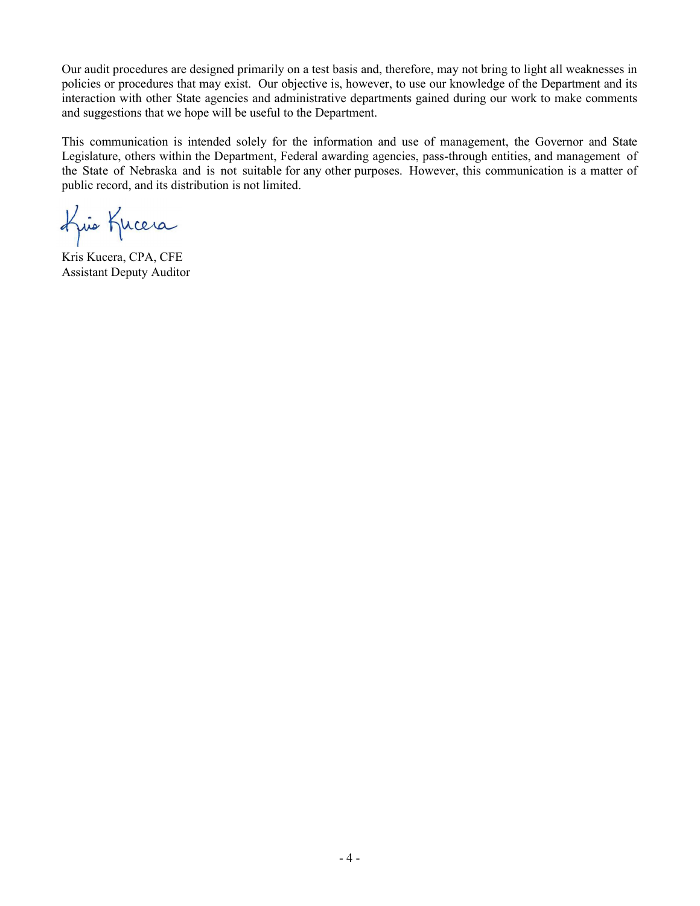Our audit procedures are designed primarily on a test basis and, therefore, may not bring to light all weaknesses in policies or procedures that may exist. Our objective is, however, to use our knowledge of the Department and its interaction with other State agencies and administrative departments gained during our work to make comments and suggestions that we hope will be useful to the Department.

This communication is intended solely for the information and use of management, the Governor and State Legislature, others within the Department, Federal awarding agencies, pass-through entities, and management of the State of Nebraska and is not suitable for any other purposes. However, this communication is a matter of public record, and its distribution is not limited.

Kris Kucera

Kris Kucera, CPA, CFE
Assistant Deputy Auditor